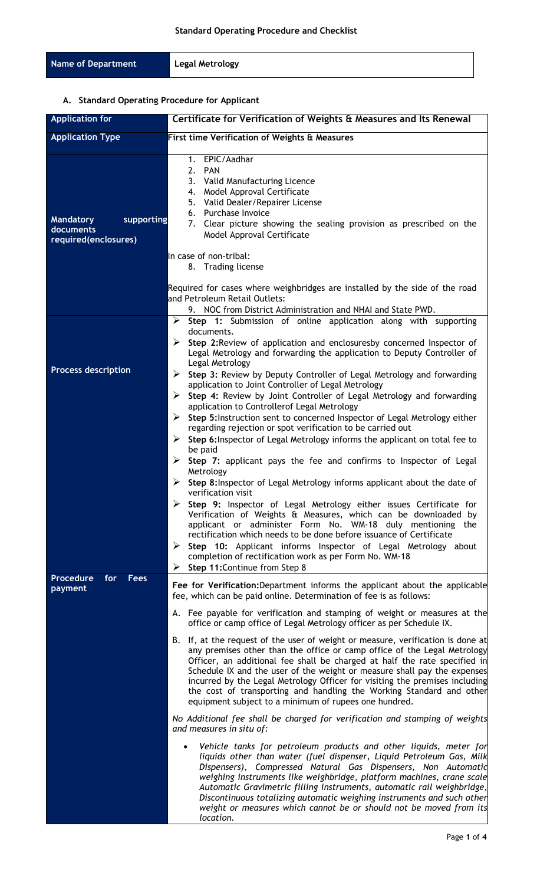## Standard Operating Procedure and Checklist

| Name of Department | Legal Metrology |
|---|---|

### A. Standard Operating Procedure for Applicant

| Application for | Certificate for Verification of Weights & Measures and Its Renewal |
|---|---|
| **Application Type** | **First time Verification of Weights & Measures** |
| **Mandatory supporting documents required(enclosures)** | 1. EPIC/Aadhar<br>2. PAN<br>3. Valid Manufacturing Licence<br>4. Model Approval Certificate<br>5. Valid Dealer/Repairer License<br>6. Purchase Invoice<br>7. Clear picture showing the sealing provision as prescribed on the Model Approval Certificate<br><br>In case of non-tribal:<br>8. Trading license<br><br>Required for cases where weighbridges are installed by the side of the road and Petroleum Retail Outlets:<br>9. NOC from District Administration and NHAI and State PWD. |
| **Process description** | ➢ **Step 1:** Submission of online application along with supporting documents.<br>➢ **Step 2:**Review of application and enclosuresby concerned Inspector of Legal Metrology and forwarding the application to Deputy Controller of Legal Metrology<br>➢ **Step 3:** Review by Deputy Controller of Legal Metrology and forwarding application to Joint Controller of Legal Metrology<br>➢ **Step 4:** Review by Joint Controller of Legal Metrology and forwarding application to Controllerof Legal Metrology<br>➢ **Step 5:**Instruction sent to concerned Inspector of Legal Metrology either regarding rejection or spot verification to be carried out<br>➢ **Step 6:**Inspector of Legal Metrology informs the applicant on total fee to be paid<br>➢ **Step 7:** applicant pays the fee and confirms to Inspector of Legal Metrology<br>➢ **Step 8:**Inspector of Legal Metrology informs applicant about the date of verification visit<br>➢ **Step 9:** Inspector of Legal Metrology either issues Certificate for Verification of Weights & Measures, which can be downloaded by applicant or administer Form No. WM-18 duly mentioning the rectification which needs to be done before issuance of Certificate<br>➢ **Step 10:** Applicant informs Inspector of Legal Metrology about completion of rectification work as per Form No. WM-18<br>➢ **Step 11:**Continue from Step 8 |
| **Procedure for Fees payment** | **Fee for Verification:**Department informs the applicant about the applicable fee, which can be paid online. Determination of fee is as follows:<br><br>A. Fee payable for verification and stamping of weight or measures at the office or camp office of Legal Metrology officer as per Schedule IX.<br><br>B. If, at the request of the user of weight or measure, verification is done at any premises other than the office or camp office of the Legal Metrology Officer, an additional fee shall be charged at half the rate specified in Schedule IX and the user of the weight or measure shall pay the expenses incurred by the Legal Metrology Officer for visiting the premises including the cost of transporting and handling the Working Standard and other equipment subject to a minimum of rupees one hundred.<br><br>*No Additional fee shall be charged for verification and stamping of weights and measures in situ of:*<br><br>• *Vehicle tanks for petroleum products and other liquids, meter for liquids other than water (fuel dispenser, Liquid Petroleum Gas, Milk Dispensers), Compressed Natural Gas Dispensers, Non Automatic weighing instruments like weighbridge, platform machines, crane scale Automatic Gravimetric filling instruments, automatic rail weighbridge, Discontinuous totalizing automatic weighing instruments and such other weight or measures which cannot be or should not be moved from its location.* |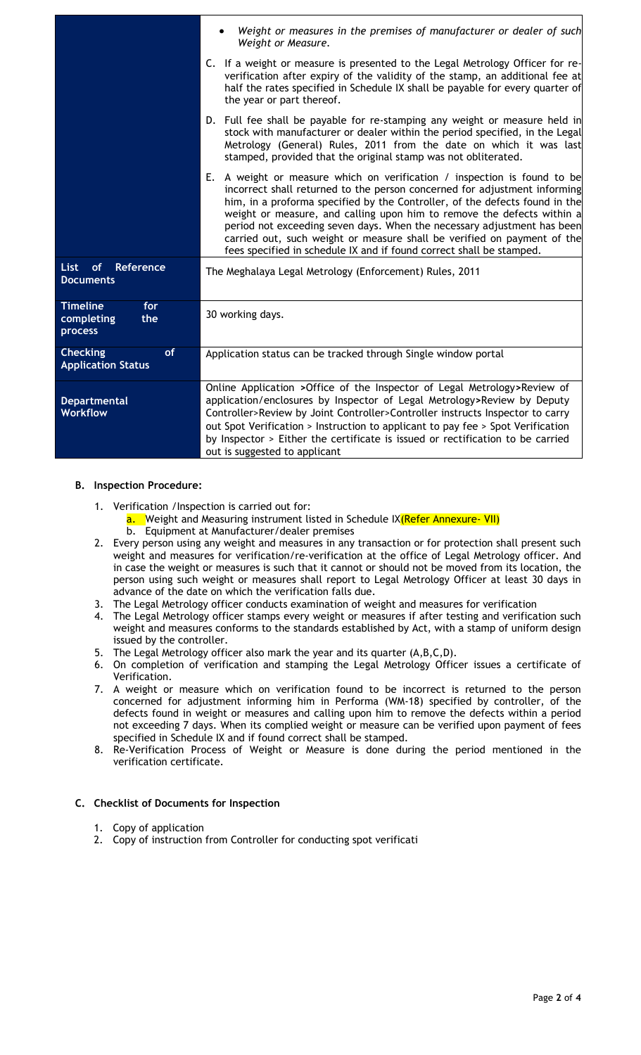| | |
|---|---|
| | • *Weight or measures in the premises of manufacturer or dealer of such Weight or Measure.*<br><br>C. If a weight or measure is presented to the Legal Metrology Officer for re-verification after expiry of the validity of the stamp, an additional fee at half the rates specified in Schedule IX shall be payable for every quarter of the year or part thereof.<br><br>D. Full fee shall be payable for re-stamping any weight or measure held in stock with manufacturer or dealer within the period specified, in the Legal Metrology (General) Rules, 2011 from the date on which it was last stamped, provided that the original stamp was not obliterated.<br><br>E. A weight or measure which on verification / inspection is found to be incorrect shall returned to the person concerned for adjustment informing him, in a proforma specified by the Controller, of the defects found in the weight or measure, and calling upon him to remove the defects within a period not exceeding seven days. When the necessary adjustment has been carried out, such weight or measure shall be verified on payment of the fees specified in schedule IX and if found correct shall be stamped. |
| **List of Reference Documents** | The Meghalaya Legal Metrology (Enforcement) Rules, 2011 |
| **Timeline for completing the process** | 30 working days. |
| **Checking of Application Status** | Application status can be tracked through Single window portal |
| **Departmental Workflow** | Online Application >Office of the Inspector of Legal Metrology>Review of application/enclosures by Inspector of Legal Metrology>Review by Deputy Controller>Review by Joint Controller>Controller instructs Inspector to carry out Spot Verification > Instruction to applicant to pay fee > Spot Verification by Inspector > Either the certificate is issued or rectification to be carried out is suggested to applicant |

**B. Inspection Procedure:**

1. Verification /Inspection is carried out for:
   a. Weight and Measuring instrument listed in Schedule IX(Refer Annexure- VII)
   b. Equipment at Manufacturer/dealer premises
2. Every person using any weight and measures in any transaction or for protection shall present such weight and measures for verification/re-verification at the office of Legal Metrology officer. And in case the weight or measures is such that it cannot or should not be moved from its location, the person using such weight or measures shall report to Legal Metrology Officer at least 30 days in advance of the date on which the verification falls due.
3. The Legal Metrology officer conducts examination of weight and measures for verification
4. The Legal Metrology officer stamps every weight or measures if after testing and verification such weight and measures conforms to the standards established by Act, with a stamp of uniform design issued by the controller.
5. The Legal Metrology officer also mark the year and its quarter (A,B,C,D).
6. On completion of verification and stamping the Legal Metrology Officer issues a certificate of Verification.
7. A weight or measure which on verification found to be incorrect is returned to the person concerned for adjustment informing him in Performa (WM-18) specified by controller, of the defects found in weight or measures and calling upon him to remove the defects within a period not exceeding 7 days. When its complied weight or measure can be verified upon payment of fees specified in Schedule IX and if found correct shall be stamped.
8. Re-Verification Process of Weight or Measure is done during the period mentioned in the verification certificate.

**C. Checklist of Documents for Inspection**

1. Copy of application
2. Copy of instruction from Controller for conducting spot verificati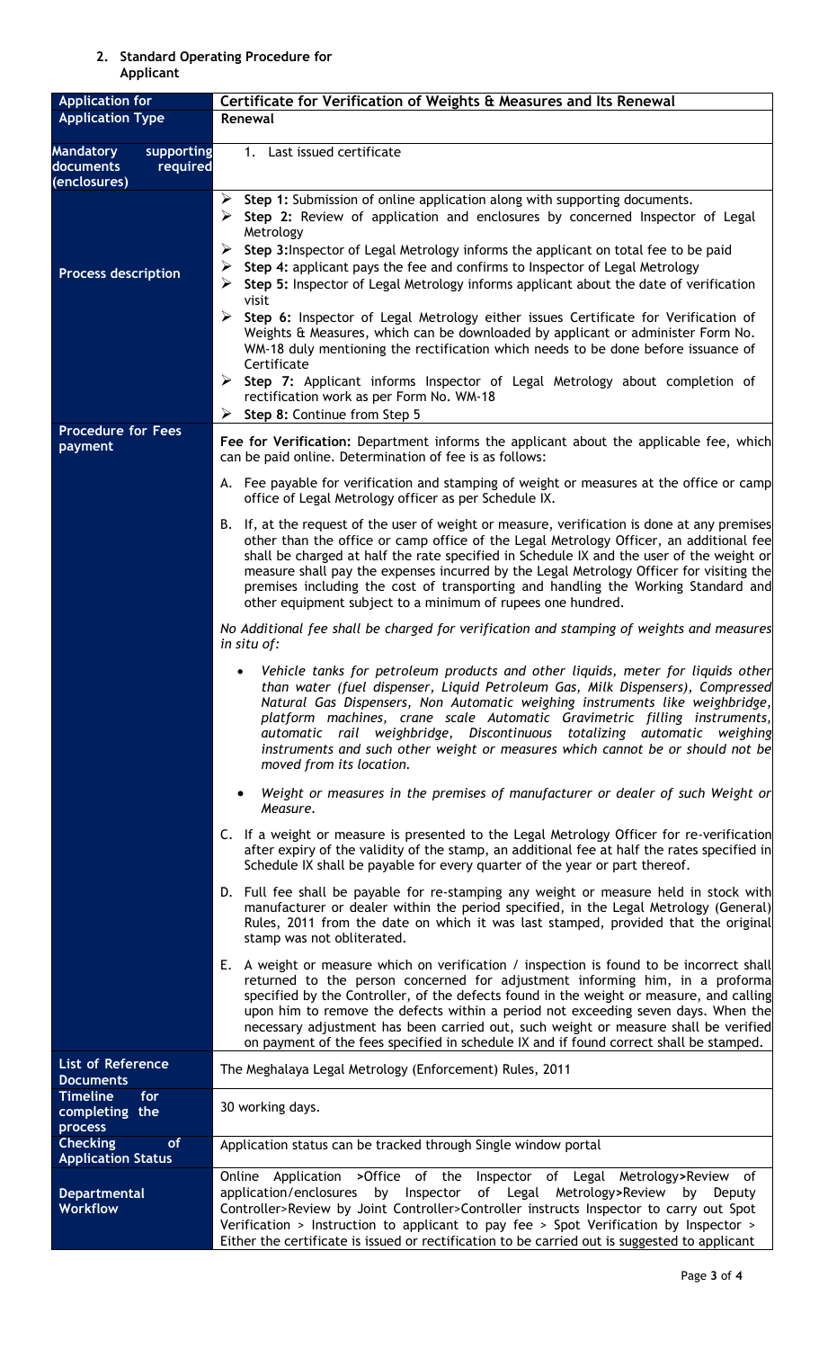2. **Standard Operating Procedure for Applicant**

| Application for | Certificate for Verification of Weights & Measures and Its Renewal |
|---|---|
| **Application Type** | **Renewal** |
| **Mandatory supporting documents required (enclosures)** | 1. Last issued certificate |
| **Process description** | ➢ **Step 1:** Submission of online application along with supporting documents.<br>➢ **Step 2:** Review of application and enclosures by concerned Inspector of Legal Metrology<br>➢ **Step 3:**Inspector of Legal Metrology informs the applicant on total fee to be paid<br>➢ **Step 4:** applicant pays the fee and confirms to Inspector of Legal Metrology<br>➢ **Step 5:** Inspector of Legal Metrology informs applicant about the date of verification visit<br>➢ **Step 6:** Inspector of Legal Metrology either issues Certificate for Verification of Weights & Measures, which can be downloaded by applicant or administer Form No. WM-18 duly mentioning the rectification which needs to be done before issuance of Certificate<br>➢ **Step 7:** Applicant informs Inspector of Legal Metrology about completion of rectification work as per Form No. WM-18<br>➢ **Step 8:** Continue from Step 5 |
| **Procedure for Fees payment** | **Fee for Verification:** Department informs the applicant about the applicable fee, which can be paid online. Determination of fee is as follows:<br><br>A. Fee payable for verification and stamping of weight or measures at the office or camp office of Legal Metrology officer as per Schedule IX.<br><br>B. If, at the request of the user of weight or measure, verification is done at any premises other than the office or camp office of the Legal Metrology Officer, an additional fee shall be charged at half the rate specified in Schedule IX and the user of the weight or measure shall pay the expenses incurred by the Legal Metrology Officer for visiting the premises including the cost of transporting and handling the Working Standard and other equipment subject to a minimum of rupees one hundred.<br><br>*No Additional fee shall be charged for verification and stamping of weights and measures in situ of:*<br><br>• *Vehicle tanks for petroleum products and other liquids, meter for liquids other than water (fuel dispenser, Liquid Petroleum Gas, Milk Dispensers), Compressed Natural Gas Dispensers, Non Automatic weighing instruments like weighbridge, platform machines, crane scale Automatic Gravimetric filling instruments, automatic rail weighbridge, Discontinuous totalizing automatic weighing instruments and such other weight or measures which cannot be or should not be moved from its location.*<br><br>• *Weight or measures in the premises of manufacturer or dealer of such Weight or Measure.*<br><br>C. If a weight or measure is presented to the Legal Metrology Officer for re-verification after expiry of the validity of the stamp, an additional fee at half the rates specified in Schedule IX shall be payable for every quarter of the year or part thereof.<br><br>D. Full fee shall be payable for re-stamping any weight or measure held in stock with manufacturer or dealer within the period specified, in the Legal Metrology (General) Rules, 2011 from the date on which it was last stamped, provided that the original stamp was not obliterated.<br><br>E. A weight or measure which on verification / inspection is found to be incorrect shall returned to the person concerned for adjustment informing him, in a proforma specified by the Controller, of the defects found in the weight or measure, and calling upon him to remove the defects within a period not exceeding seven days. When the necessary adjustment has been carried out, such weight or measure shall be verified on payment of the fees specified in schedule IX and if found correct shall be stamped. |
| **List of Reference Documents** | The Meghalaya Legal Metrology (Enforcement) Rules, 2011 |
| **Timeline for completing the process** | 30 working days. |
| **Checking of Application Status** | Application status can be tracked through Single window portal |
| **Departmental Workflow** | Online Application >Office of the Inspector of Legal Metrology>Review of application/enclosures by Inspector of Legal Metrology>Review by Deputy Controller>Review by Joint Controller>Controller instructs Inspector to carry out Spot Verification > Instruction to applicant to pay fee > Spot Verification by Inspector > Either the certificate is issued or rectification to be carried out is suggested to applicant |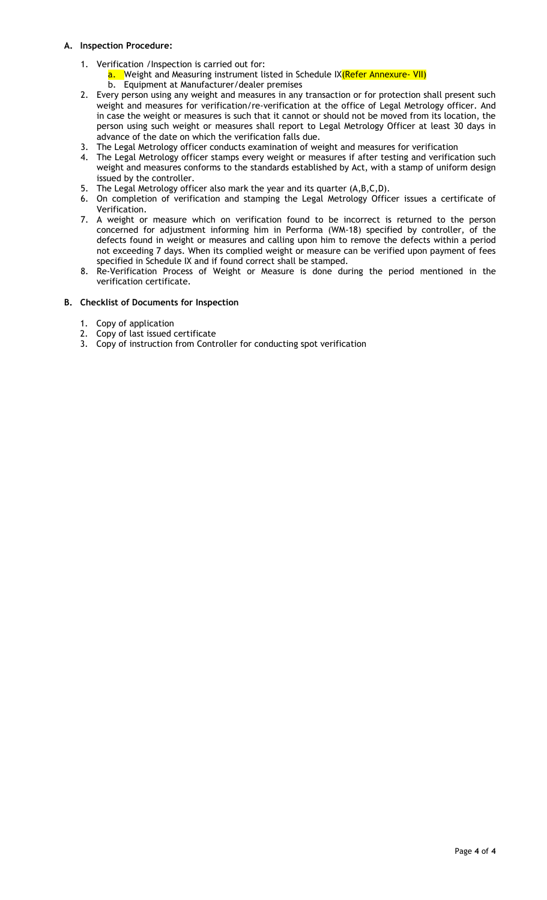## A. Inspection Procedure:

1. Verification /Inspection is carried out for:
   a. Weight and Measuring instrument listed in Schedule IX(Refer Annexure- VII)
   b. Equipment at Manufacturer/dealer premises
2. Every person using any weight and measures in any transaction or for protection shall present such weight and measures for verification/re-verification at the office of Legal Metrology officer. And in case the weight or measures is such that it cannot or should not be moved from its location, the person using such weight or measures shall report to Legal Metrology Officer at least 30 days in advance of the date on which the verification falls due.
3. The Legal Metrology officer conducts examination of weight and measures for verification
4. The Legal Metrology officer stamps every weight or measures if after testing and verification such weight and measures conforms to the standards established by Act, with a stamp of uniform design issued by the controller.
5. The Legal Metrology officer also mark the year and its quarter (A,B,C,D).
6. On completion of verification and stamping the Legal Metrology Officer issues a certificate of Verification.
7. A weight or measure which on verification found to be incorrect is returned to the person concerned for adjustment informing him in Performa (WM-18) specified by controller, of the defects found in weight or measures and calling upon him to remove the defects within a period not exceeding 7 days. When its complied weight or measure can be verified upon payment of fees specified in Schedule IX and if found correct shall be stamped.
8. Re-Verification Process of Weight or Measure is done during the period mentioned in the verification certificate.

## B. Checklist of Documents for Inspection

1. Copy of application
2. Copy of last issued certificate
3. Copy of instruction from Controller for conducting spot verification